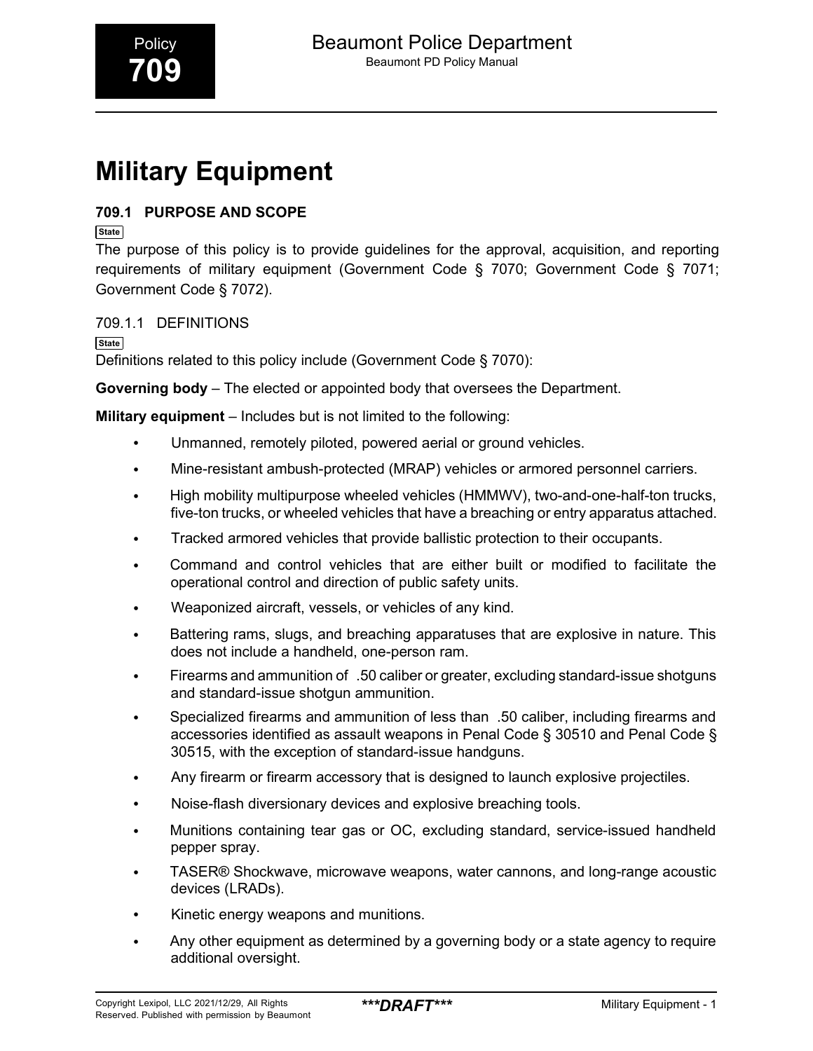# Military Equipment

## 709.1 PURPOSE AND SCOPE

State

The purpose of this policy is to provide guidelines for the approval, acquisition, and reporting requirements of military equipment (Government Code § 7070; Government Code § 7071; Government Code § 7072).

### 709.1.1 DEFINITIONS

State

Definitions related to this policy include (Government Code § 7070):

**Governing body** – The elected or appointed body that oversees the Department.

**Military equipment** – Includes but is not limited to the following:

- Unmanned, remotely piloted, powered aerial or ground vehicles.
- Mine-resistant ambush-protected (MRAP) vehicles or armored personnel carriers.
- High mobility multipurpose wheeled vehicles (HMMWV), two-and-one-half-ton trucks, five-ton trucks, or wheeled vehicles that have a breaching or entry apparatus attached.
- Tracked armored vehicles that provide ballistic protection to their occupants.
- Command and control vehicles that are either built or modified to facilitate the operational control and direction of public safety units.
- Weaponized aircraft, vessels, or vehicles of any kind.
- Battering rams, slugs, and breaching apparatuses that are explosive in nature. This does not include a handheld, one-person ram.
- Firearms and ammunition of .50 caliber or greater, excluding standard-issue shotguns and standard-issue shotgun ammunition.
- Specialized firearms and ammunition of less than .50 caliber, including firearms and accessories identified as assault weapons in Penal Code § 30510 and Penal Code § 30515, with the exception of standard-issue handguns.
- Any firearm or firearm accessory that is designed to launch explosive projectiles.
- Noise-flash diversionary devices and explosive breaching tools.
- Munitions containing tear gas or OC, excluding standard, service-issued handheld pepper spray.
- TASER® Shockwave, microwave weapons, water cannons, and long-range acoustic devices (LRADs).
- Kinetic energy weapons and munitions.
- Any other equipment as determined by a governing body or a state agency to require additional oversight.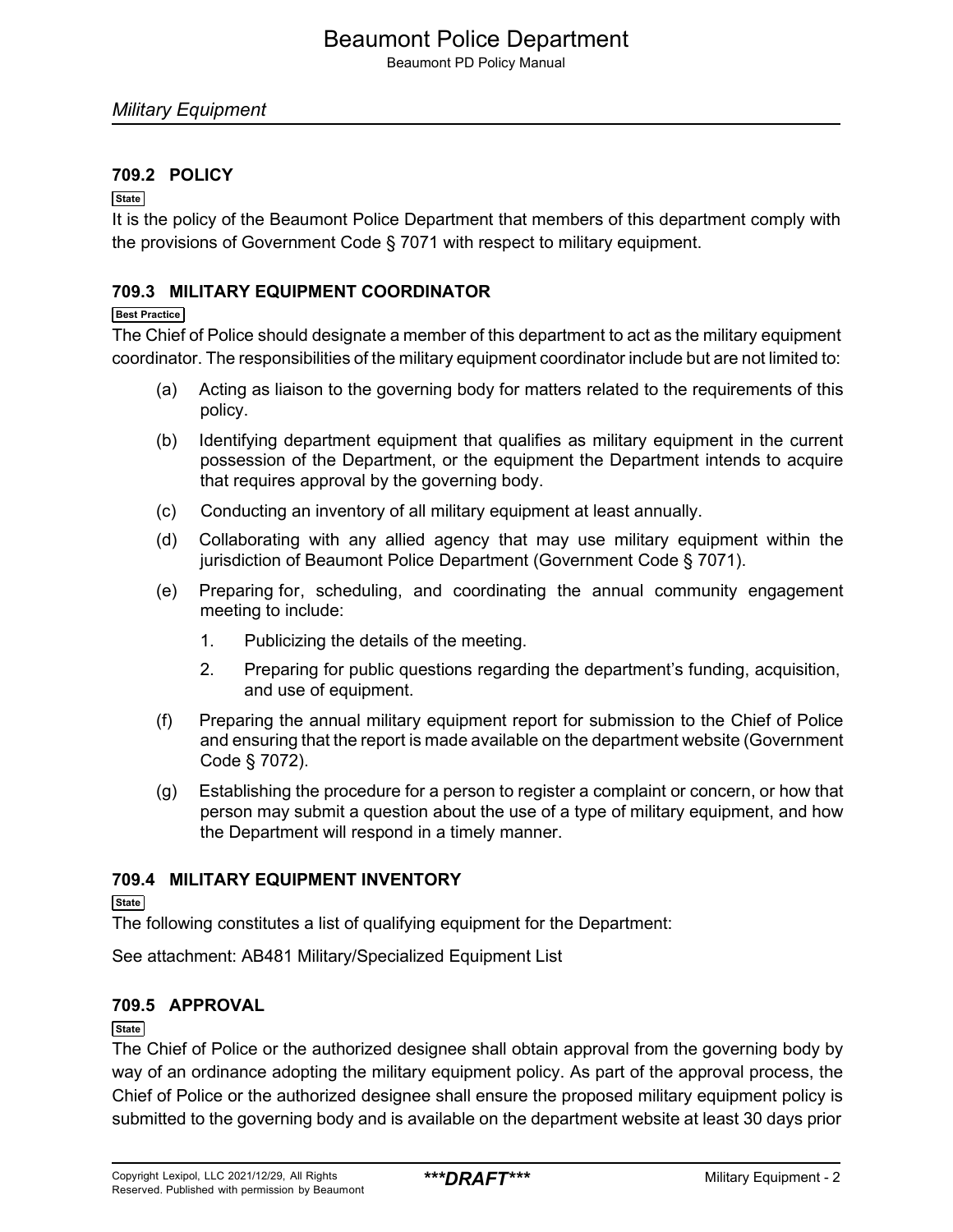### 709.2 POLICY

State

It is the policy of the Beaumont Police Department that members of this department comply with the provisions of Government Code § 7071 with respect to military equipment.

### 709.3 MILITARY EQUIPMENT COORDINATOR

Best Practice

The Chief of Police should designate a member of this department to act as the military equipment coordinator. The responsibilities of the military equipment coordinator include but are not limited to:

(a) Acting as liaison to the governing body for matters related to the requirements of this policy.

(b) Identifying department equipment that qualifies as military equipment in the current possession of the Department, or the equipment the Department intends to acquire that requires approval by the governing body.

(c) Conducting an inventory of all military equipment at least annually.

(d) Collaborating with any allied agency that may use military equipment within the jurisdiction of Beaumont Police Department (Government Code § 7071).

(e) Preparing for, scheduling, and coordinating the annual community engagement meeting to include:

1. Publicizing the details of the meeting.
2. Preparing for public questions regarding the department's funding, acquisition, and use of equipment.

(f) Preparing the annual military equipment report for submission to the Chief of Police and ensuring that the report is made available on the department website (Government Code § 7072).

(g) Establishing the procedure for a person to register a complaint or concern, or how that person may submit a question about the use of a type of military equipment, and how the Department will respond in a timely manner.

### 709.4 MILITARY EQUIPMENT INVENTORY

State

The following constitutes a list of qualifying equipment for the Department:

See attachment: AB481 Military/Specialized Equipment List

### 709.5 APPROVAL

State

The Chief of Police or the authorized designee shall obtain approval from the governing body by way of an ordinance adopting the military equipment policy. As part of the approval process, the Chief of Police or the authorized designee shall ensure the proposed military equipment policy is submitted to the governing body and is available on the department website at least 30 days prior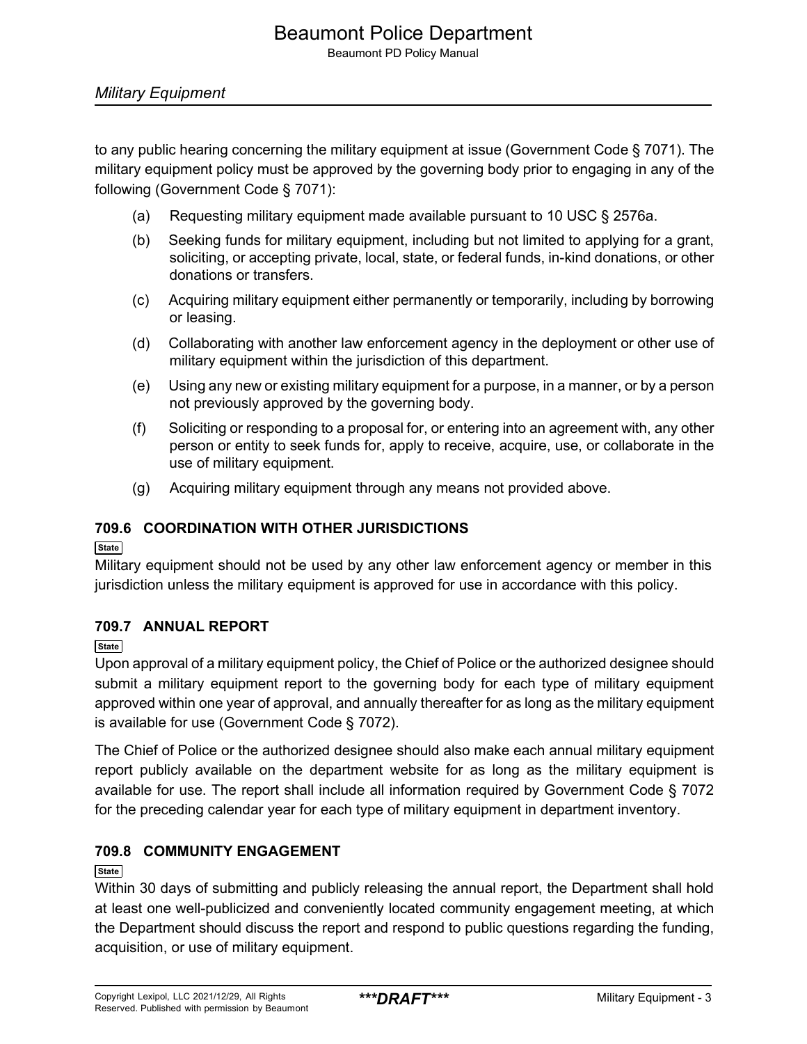to any public hearing concerning the military equipment at issue (Government Code § 7071). The military equipment policy must be approved by the governing body prior to engaging in any of the following (Government Code § 7071):

(a) Requesting military equipment made available pursuant to 10 USC § 2576a.

(b) Seeking funds for military equipment, including but not limited to applying for a grant, soliciting, or accepting private, local, state, or federal funds, in-kind donations, or other donations or transfers.

(c) Acquiring military equipment either permanently or temporarily, including by borrowing or leasing.

(d) Collaborating with another law enforcement agency in the deployment or other use of military equipment within the jurisdiction of this department.

(e) Using any new or existing military equipment for a purpose, in a manner, or by a person not previously approved by the governing body.

(f) Soliciting or responding to a proposal for, or entering into an agreement with, any other person or entity to seek funds for, apply to receive, acquire, use, or collaborate in the use of military equipment.

(g) Acquiring military equipment through any means not provided above.

### 709.6 COORDINATION WITH OTHER JURISDICTIONS

State

Military equipment should not be used by any other law enforcement agency or member in this jurisdiction unless the military equipment is approved for use in accordance with this policy.

### 709.7 ANNUAL REPORT

State

Upon approval of a military equipment policy, the Chief of Police or the authorized designee should submit a military equipment report to the governing body for each type of military equipment approved within one year of approval, and annually thereafter for as long as the military equipment is available for use (Government Code § 7072).

The Chief of Police or the authorized designee should also make each annual military equipment report publicly available on the department website for as long as the military equipment is available for use. The report shall include all information required by Government Code § 7072 for the preceding calendar year for each type of military equipment in department inventory.

### 709.8 COMMUNITY ENGAGEMENT

State

Within 30 days of submitting and publicly releasing the annual report, the Department shall hold at least one well-publicized and conveniently located community engagement meeting, at which the Department should discuss the report and respond to public questions regarding the funding, acquisition, or use of military equipment.